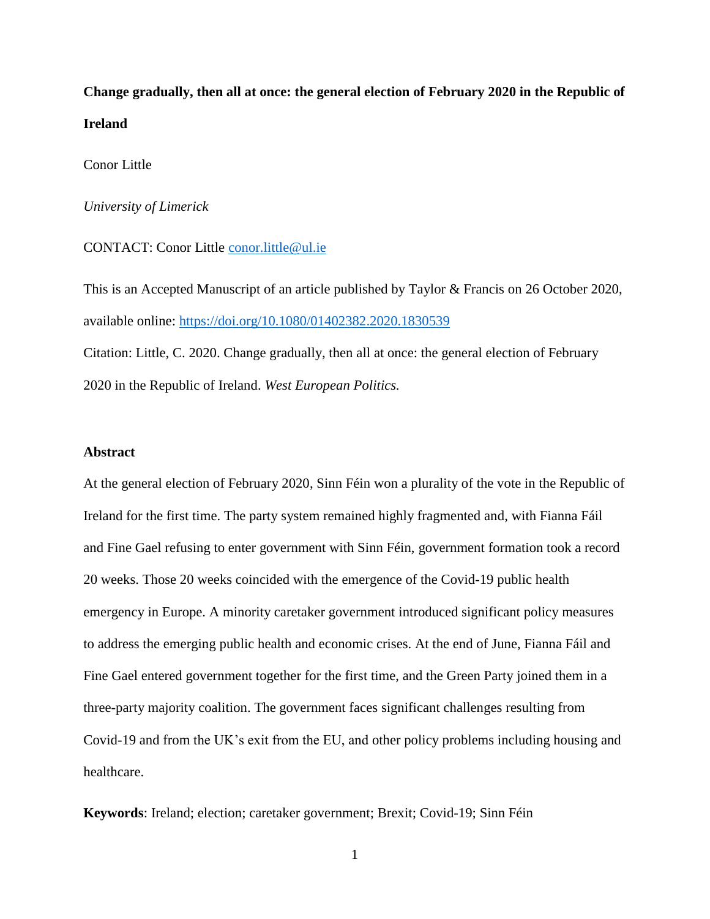# Change gradually, then all at once: the general election of February 2020 in the Republic of Ireland

Conor Little

*University of Limerick*

CONTACT: Conor Little conor.little@ul.ie

This is an Accepted Manuscript of an article published by Taylor & Francis on 26 October 2020, available online: https://doi.org/10.1080/01402382.2020.1830539

Citation: Little, C. 2020. Change gradually, then all at once: the general election of February 2020 in the Republic of Ireland. *West European Politics.*

## Abstract

At the general election of February 2020, Sinn Féin won a plurality of the vote in the Republic of Ireland for the first time. The party system remained highly fragmented and, with Fianna Fáil and Fine Gael refusing to enter government with Sinn Féin, government formation took a record 20 weeks. Those 20 weeks coincided with the emergence of the Covid-19 public health emergency in Europe. A minority caretaker government introduced significant policy measures to address the emerging public health and economic crises. At the end of June, Fianna Fáil and Fine Gael entered government together for the first time, and the Green Party joined them in a three-party majority coalition. The government faces significant challenges resulting from Covid-19 and from the UK's exit from the EU, and other policy problems including housing and healthcare.

**Keywords**: Ireland; election; caretaker government; Brexit; Covid-19; Sinn Féin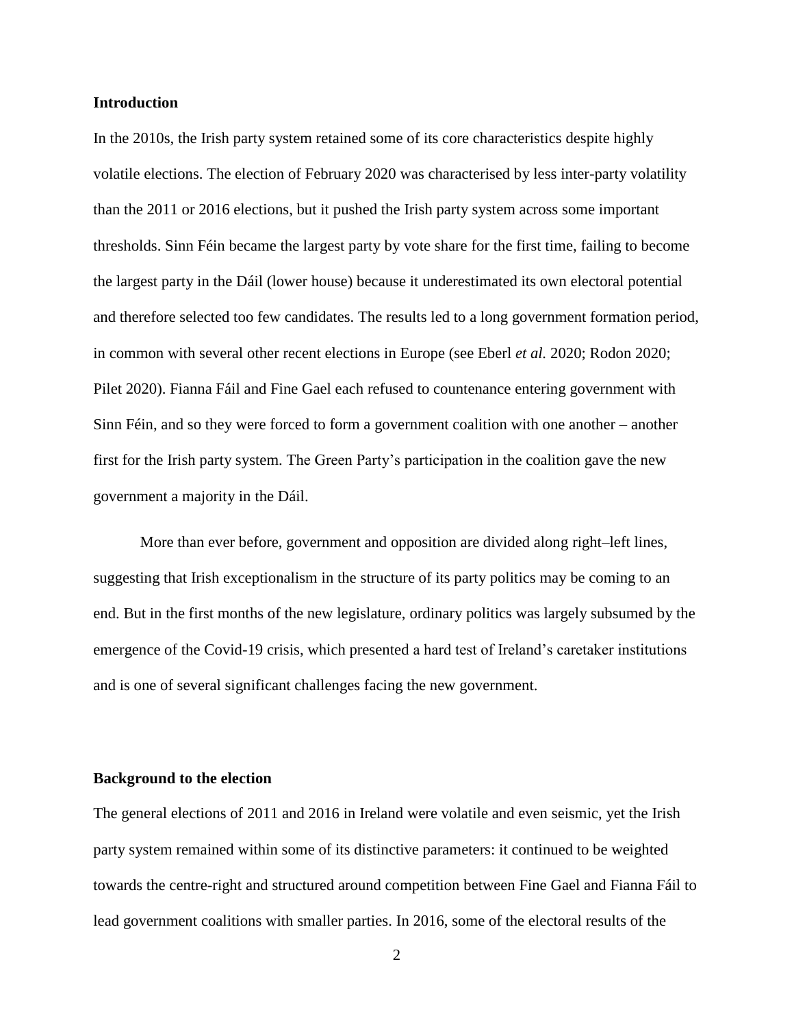**Introduction**

In the 2010s, the Irish party system retained some of its core characteristics despite highly volatile elections. The election of February 2020 was characterised by less inter-party volatility than the 2011 or 2016 elections, but it pushed the Irish party system across some important thresholds. Sinn Féin became the largest party by vote share for the first time, failing to become the largest party in the Dáil (lower house) because it underestimated its own electoral potential and therefore selected too few candidates. The results led to a long government formation period, in common with several other recent elections in Europe (see Eberl *et al.* 2020; Rodon 2020; Pilet 2020). Fianna Fáil and Fine Gael each refused to countenance entering government with Sinn Féin, and so they were forced to form a government coalition with one another – another first for the Irish party system. The Green Party's participation in the coalition gave the new government a majority in the Dáil.

More than ever before, government and opposition are divided along right–left lines, suggesting that Irish exceptionalism in the structure of its party politics may be coming to an end. But in the first months of the new legislature, ordinary politics was largely subsumed by the emergence of the Covid-19 crisis, which presented a hard test of Ireland's caretaker institutions and is one of several significant challenges facing the new government.

**Background to the election**

The general elections of 2011 and 2016 in Ireland were volatile and even seismic, yet the Irish party system remained within some of its distinctive parameters: it continued to be weighted towards the centre-right and structured around competition between Fine Gael and Fianna Fáil to lead government coalitions with smaller parties. In 2016, some of the electoral results of the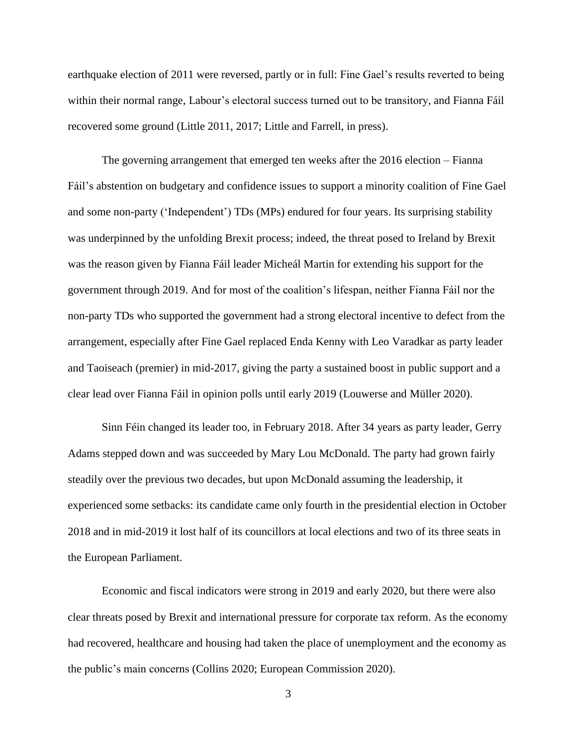earthquake election of 2011 were reversed, partly or in full: Fine Gael's results reverted to being within their normal range, Labour's electoral success turned out to be transitory, and Fianna Fáil recovered some ground (Little 2011, 2017; Little and Farrell, in press).

The governing arrangement that emerged ten weeks after the 2016 election – Fianna Fáil's abstention on budgetary and confidence issues to support a minority coalition of Fine Gael and some non-party ('Independent') TDs (MPs) endured for four years. Its surprising stability was underpinned by the unfolding Brexit process; indeed, the threat posed to Ireland by Brexit was the reason given by Fianna Fáil leader Micheál Martin for extending his support for the government through 2019. And for most of the coalition's lifespan, neither Fianna Fáil nor the non-party TDs who supported the government had a strong electoral incentive to defect from the arrangement, especially after Fine Gael replaced Enda Kenny with Leo Varadkar as party leader and Taoiseach (premier) in mid-2017, giving the party a sustained boost in public support and a clear lead over Fianna Fáil in opinion polls until early 2019 (Louwerse and Müller 2020).

Sinn Féin changed its leader too, in February 2018. After 34 years as party leader, Gerry Adams stepped down and was succeeded by Mary Lou McDonald. The party had grown fairly steadily over the previous two decades, but upon McDonald assuming the leadership, it experienced some setbacks: its candidate came only fourth in the presidential election in October 2018 and in mid-2019 it lost half of its councillors at local elections and two of its three seats in the European Parliament.

Economic and fiscal indicators were strong in 2019 and early 2020, but there were also clear threats posed by Brexit and international pressure for corporate tax reform. As the economy had recovered, healthcare and housing had taken the place of unemployment and the economy as the public's main concerns (Collins 2020; European Commission 2020).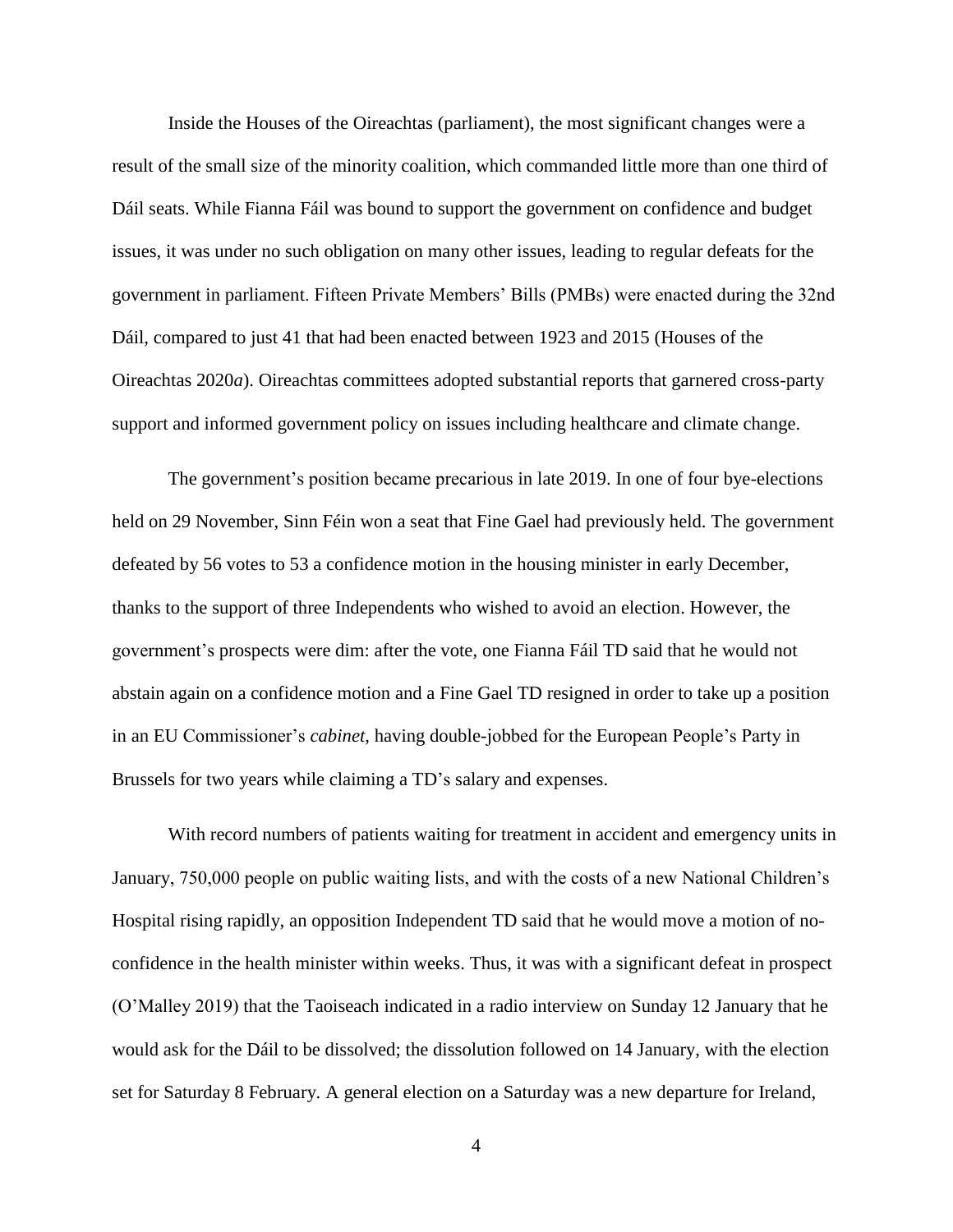Inside the Houses of the Oireachtas (parliament), the most significant changes were a result of the small size of the minority coalition, which commanded little more than one third of Dáil seats. While Fianna Fáil was bound to support the government on confidence and budget issues, it was under no such obligation on many other issues, leading to regular defeats for the government in parliament. Fifteen Private Members' Bills (PMBs) were enacted during the 32nd Dáil, compared to just 41 that had been enacted between 1923 and 2015 (Houses of the Oireachtas 2020*a*). Oireachtas committees adopted substantial reports that garnered cross-party support and informed government policy on issues including healthcare and climate change.

The government's position became precarious in late 2019. In one of four bye-elections held on 29 November, Sinn Féin won a seat that Fine Gael had previously held. The government defeated by 56 votes to 53 a confidence motion in the housing minister in early December, thanks to the support of three Independents who wished to avoid an election. However, the government's prospects were dim: after the vote, one Fianna Fáil TD said that he would not abstain again on a confidence motion and a Fine Gael TD resigned in order to take up a position in an EU Commissioner's *cabinet*, having double-jobbed for the European People's Party in Brussels for two years while claiming a TD's salary and expenses.

With record numbers of patients waiting for treatment in accident and emergency units in January, 750,000 people on public waiting lists, and with the costs of a new National Children's Hospital rising rapidly, an opposition Independent TD said that he would move a motion of no-confidence in the health minister within weeks. Thus, it was with a significant defeat in prospect (O'Malley 2019) that the Taoiseach indicated in a radio interview on Sunday 12 January that he would ask for the Dáil to be dissolved; the dissolution followed on 14 January, with the election set for Saturday 8 February. A general election on a Saturday was a new departure for Ireland,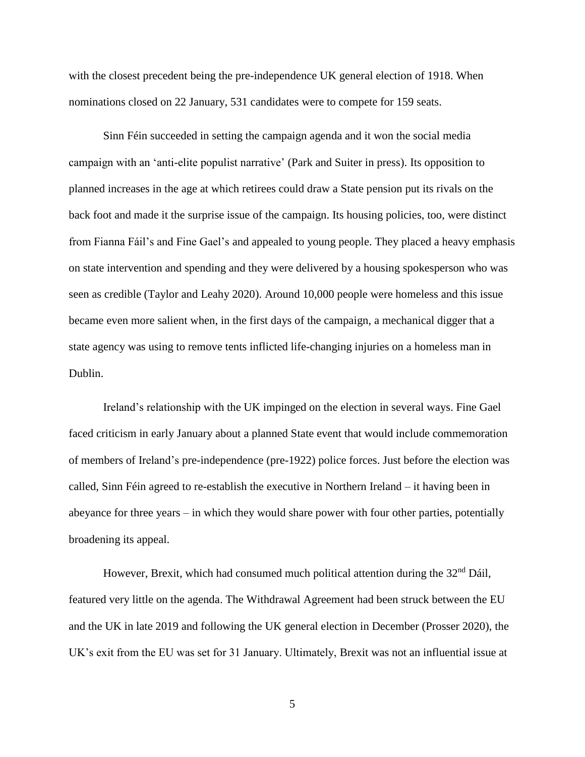with the closest precedent being the pre-independence UK general election of 1918. When nominations closed on 22 January, 531 candidates were to compete for 159 seats.

Sinn Féin succeeded in setting the campaign agenda and it won the social media campaign with an 'anti-elite populist narrative' (Park and Suiter in press). Its opposition to planned increases in the age at which retirees could draw a State pension put its rivals on the back foot and made it the surprise issue of the campaign. Its housing policies, too, were distinct from Fianna Fáil's and Fine Gael's and appealed to young people. They placed a heavy emphasis on state intervention and spending and they were delivered by a housing spokesperson who was seen as credible (Taylor and Leahy 2020). Around 10,000 people were homeless and this issue became even more salient when, in the first days of the campaign, a mechanical digger that a state agency was using to remove tents inflicted life-changing injuries on a homeless man in Dublin.

Ireland's relationship with the UK impinged on the election in several ways. Fine Gael faced criticism in early January about a planned State event that would include commemoration of members of Ireland's pre-independence (pre-1922) police forces. Just before the election was called, Sinn Féin agreed to re-establish the executive in Northern Ireland – it having been in abeyance for three years – in which they would share power with four other parties, potentially broadening its appeal.

However, Brexit, which had consumed much political attention during the 32nd Dáil, featured very little on the agenda. The Withdrawal Agreement had been struck between the EU and the UK in late 2019 and following the UK general election in December (Prosser 2020), the UK's exit from the EU was set for 31 January. Ultimately, Brexit was not an influential issue at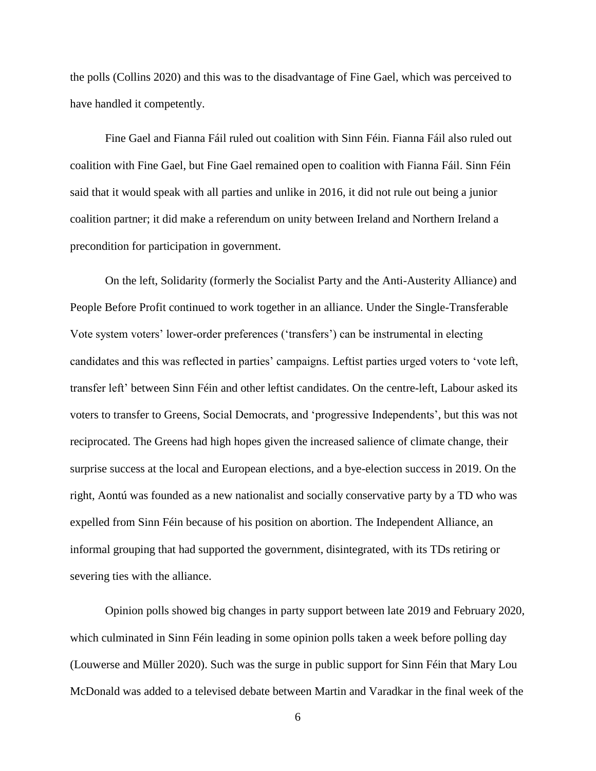the polls (Collins 2020) and this was to the disadvantage of Fine Gael, which was perceived to have handled it competently.

Fine Gael and Fianna Fáil ruled out coalition with Sinn Féin. Fianna Fáil also ruled out coalition with Fine Gael, but Fine Gael remained open to coalition with Fianna Fáil. Sinn Féin said that it would speak with all parties and unlike in 2016, it did not rule out being a junior coalition partner; it did make a referendum on unity between Ireland and Northern Ireland a precondition for participation in government.

On the left, Solidarity (formerly the Socialist Party and the Anti-Austerity Alliance) and People Before Profit continued to work together in an alliance. Under the Single-Transferable Vote system voters' lower-order preferences ('transfers') can be instrumental in electing candidates and this was reflected in parties' campaigns. Leftist parties urged voters to 'vote left, transfer left' between Sinn Féin and other leftist candidates. On the centre-left, Labour asked its voters to transfer to Greens, Social Democrats, and 'progressive Independents', but this was not reciprocated. The Greens had high hopes given the increased salience of climate change, their surprise success at the local and European elections, and a bye-election success in 2019. On the right, Aontú was founded as a new nationalist and socially conservative party by a TD who was expelled from Sinn Féin because of his position on abortion. The Independent Alliance, an informal grouping that had supported the government, disintegrated, with its TDs retiring or severing ties with the alliance.

Opinion polls showed big changes in party support between late 2019 and February 2020, which culminated in Sinn Féin leading in some opinion polls taken a week before polling day (Louwerse and Müller 2020). Such was the surge in public support for Sinn Féin that Mary Lou McDonald was added to a televised debate between Martin and Varadkar in the final week of the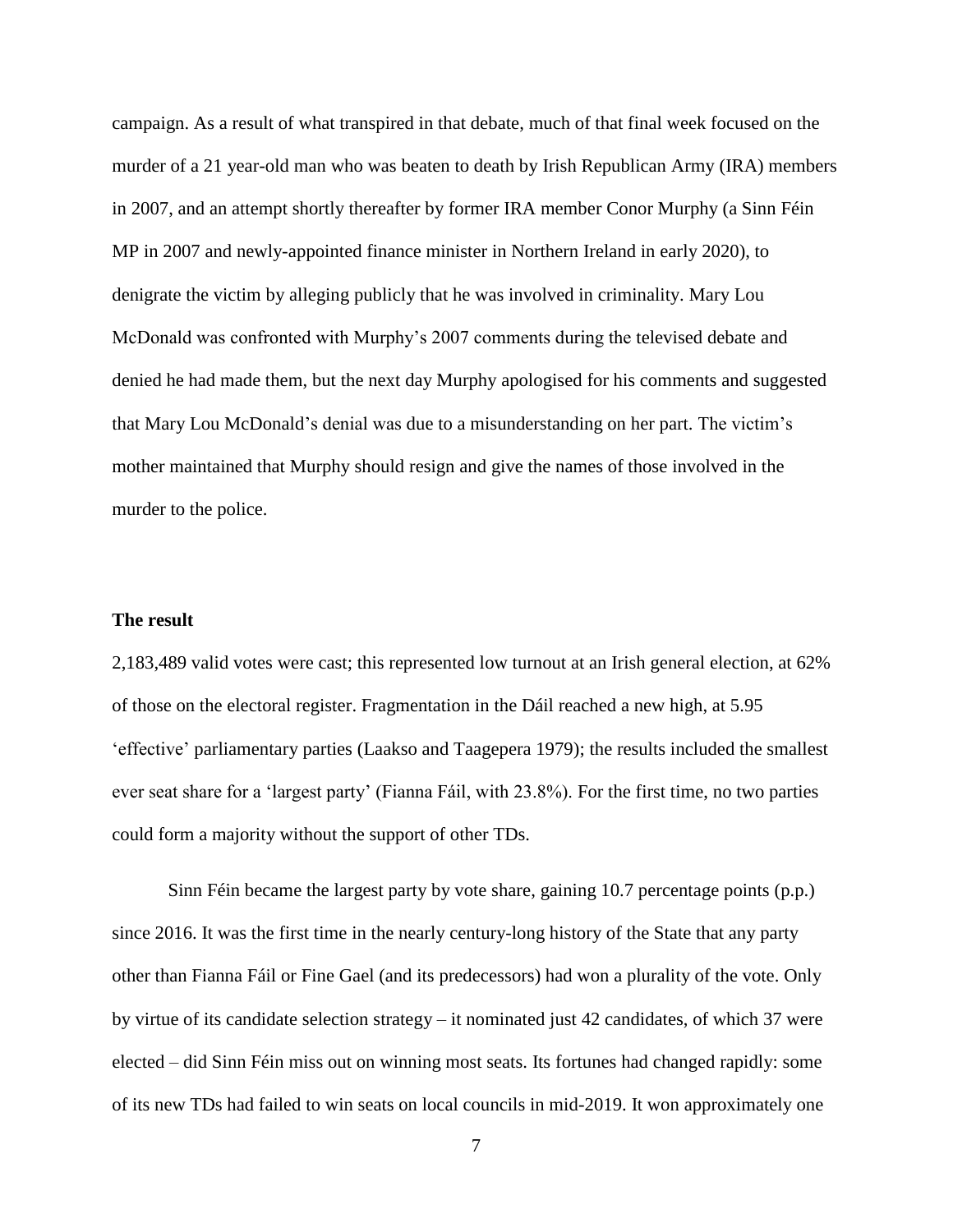campaign. As a result of what transpired in that debate, much of that final week focused on the murder of a 21 year-old man who was beaten to death by Irish Republican Army (IRA) members in 2007, and an attempt shortly thereafter by former IRA member Conor Murphy (a Sinn Féin MP in 2007 and newly-appointed finance minister in Northern Ireland in early 2020), to denigrate the victim by alleging publicly that he was involved in criminality. Mary Lou McDonald was confronted with Murphy's 2007 comments during the televised debate and denied he had made them, but the next day Murphy apologised for his comments and suggested that Mary Lou McDonald's denial was due to a misunderstanding on her part. The victim's mother maintained that Murphy should resign and give the names of those involved in the murder to the police.

### The result

2,183,489 valid votes were cast; this represented low turnout at an Irish general election, at 62% of those on the electoral register. Fragmentation in the Dáil reached a new high, at 5.95 'effective' parliamentary parties (Laakso and Taagepera 1979); the results included the smallest ever seat share for a 'largest party' (Fianna Fáil, with 23.8%). For the first time, no two parties could form a majority without the support of other TDs.

Sinn Féin became the largest party by vote share, gaining 10.7 percentage points (p.p.) since 2016. It was the first time in the nearly century-long history of the State that any party other than Fianna Fáil or Fine Gael (and its predecessors) had won a plurality of the vote. Only by virtue of its candidate selection strategy – it nominated just 42 candidates, of which 37 were elected – did Sinn Féin miss out on winning most seats. Its fortunes had changed rapidly: some of its new TDs had failed to win seats on local councils in mid-2019. It won approximately one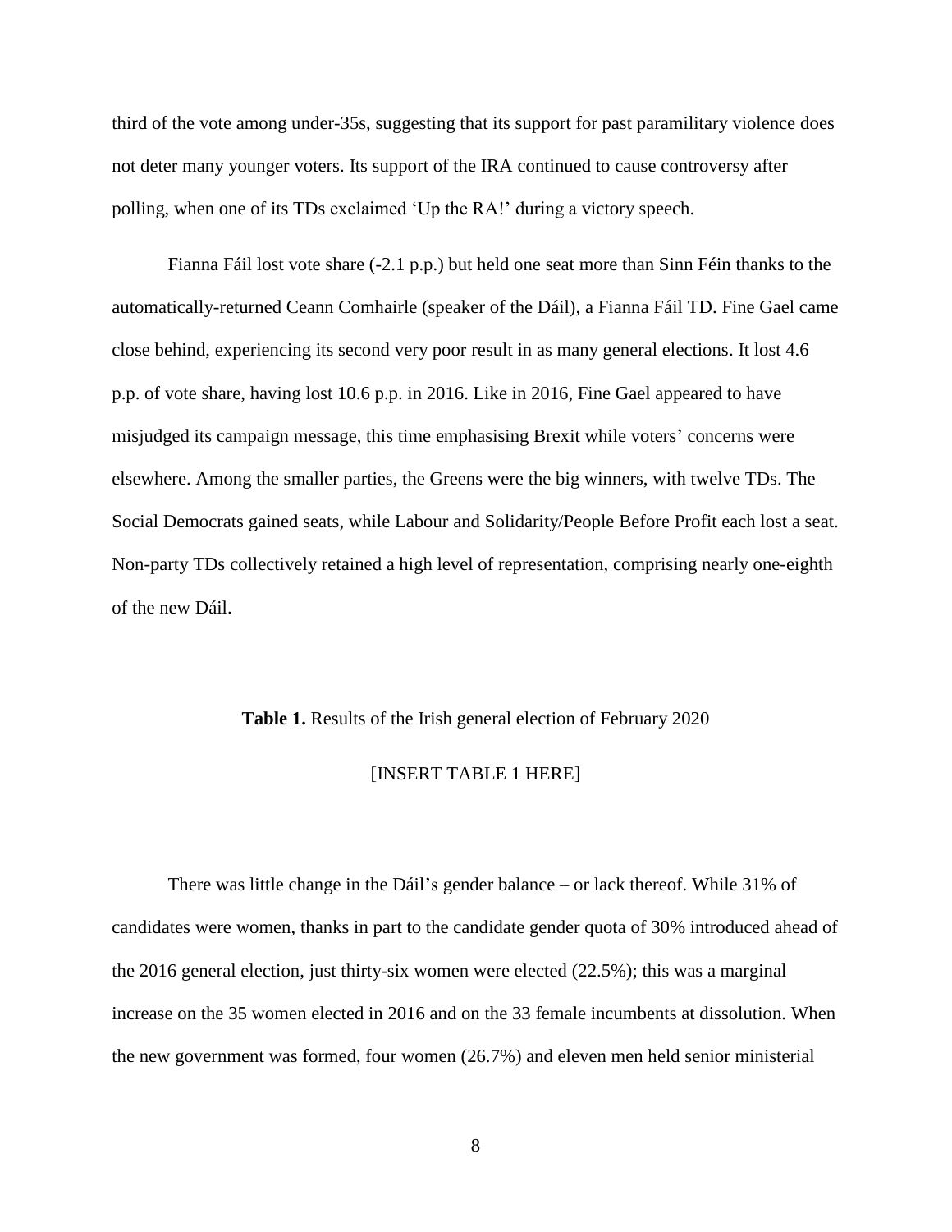third of the vote among under-35s, suggesting that its support for past paramilitary violence does not deter many younger voters. Its support of the IRA continued to cause controversy after polling, when one of its TDs exclaimed 'Up the RA!' during a victory speech.

Fianna Fáil lost vote share (-2.1 p.p.) but held one seat more than Sinn Féin thanks to the automatically-returned Ceann Comhairle (speaker of the Dáil), a Fianna Fáil TD. Fine Gael came close behind, experiencing its second very poor result in as many general elections. It lost 4.6 p.p. of vote share, having lost 10.6 p.p. in 2016. Like in 2016, Fine Gael appeared to have misjudged its campaign message, this time emphasising Brexit while voters' concerns were elsewhere. Among the smaller parties, the Greens were the big winners, with twelve TDs. The Social Democrats gained seats, while Labour and Solidarity/People Before Profit each lost a seat. Non-party TDs collectively retained a high level of representation, comprising nearly one-eighth of the new Dáil.

**Table 1.** Results of the Irish general election of February 2020

[INSERT TABLE 1 HERE]

There was little change in the Dáil's gender balance – or lack thereof. While 31% of candidates were women, thanks in part to the candidate gender quota of 30% introduced ahead of the 2016 general election, just thirty-six women were elected (22.5%); this was a marginal increase on the 35 women elected in 2016 and on the 33 female incumbents at dissolution. When the new government was formed, four women (26.7%) and eleven men held senior ministerial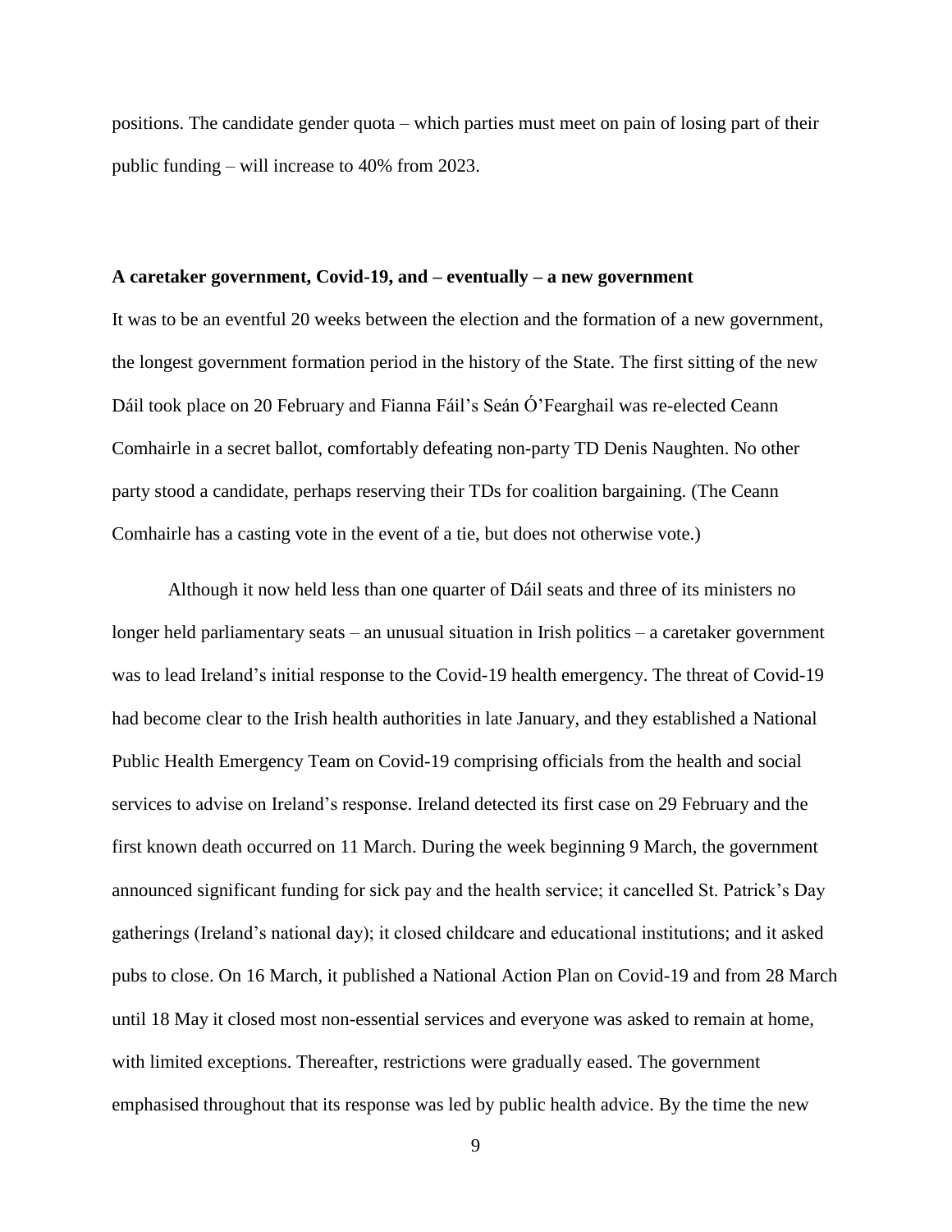positions. The candidate gender quota – which parties must meet on pain of losing part of their public funding – will increase to 40% from 2023.

**A caretaker government, Covid-19, and – eventually – a new government**

It was to be an eventful 20 weeks between the election and the formation of a new government, the longest government formation period in the history of the State. The first sitting of the new Dáil took place on 20 February and Fianna Fáil's Seán Ó'Fearghail was re-elected Ceann Comhairle in a secret ballot, comfortably defeating non-party TD Denis Naughten. No other party stood a candidate, perhaps reserving their TDs for coalition bargaining. (The Ceann Comhairle has a casting vote in the event of a tie, but does not otherwise vote.)

Although it now held less than one quarter of Dáil seats and three of its ministers no longer held parliamentary seats – an unusual situation in Irish politics – a caretaker government was to lead Ireland's initial response to the Covid-19 health emergency. The threat of Covid-19 had become clear to the Irish health authorities in late January, and they established a National Public Health Emergency Team on Covid-19 comprising officials from the health and social services to advise on Ireland's response. Ireland detected its first case on 29 February and the first known death occurred on 11 March. During the week beginning 9 March, the government announced significant funding for sick pay and the health service; it cancelled St. Patrick's Day gatherings (Ireland's national day); it closed childcare and educational institutions; and it asked pubs to close. On 16 March, it published a National Action Plan on Covid-19 and from 28 March until 18 May it closed most non-essential services and everyone was asked to remain at home, with limited exceptions. Thereafter, restrictions were gradually eased. The government emphasised throughout that its response was led by public health advice. By the time the new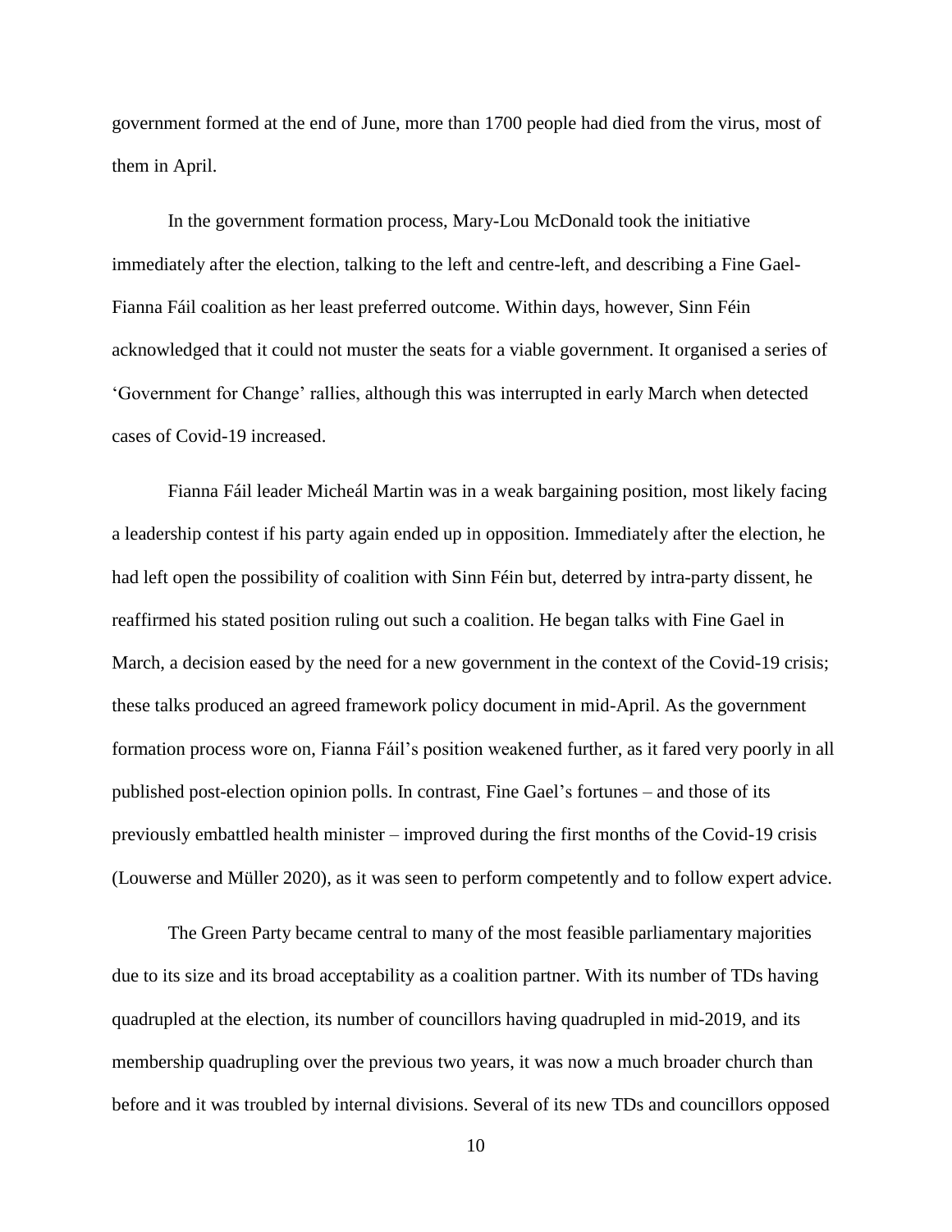government formed at the end of June, more than 1700 people had died from the virus, most of them in April.

In the government formation process, Mary-Lou McDonald took the initiative immediately after the election, talking to the left and centre-left, and describing a Fine Gael-Fianna Fáil coalition as her least preferred outcome. Within days, however, Sinn Féin acknowledged that it could not muster the seats for a viable government. It organised a series of 'Government for Change' rallies, although this was interrupted in early March when detected cases of Covid-19 increased.

Fianna Fáil leader Micheál Martin was in a weak bargaining position, most likely facing a leadership contest if his party again ended up in opposition. Immediately after the election, he had left open the possibility of coalition with Sinn Féin but, deterred by intra-party dissent, he reaffirmed his stated position ruling out such a coalition. He began talks with Fine Gael in March, a decision eased by the need for a new government in the context of the Covid-19 crisis; these talks produced an agreed framework policy document in mid-April. As the government formation process wore on, Fianna Fáil's position weakened further, as it fared very poorly in all published post-election opinion polls. In contrast, Fine Gael's fortunes – and those of its previously embattled health minister – improved during the first months of the Covid-19 crisis (Louwerse and Müller 2020), as it was seen to perform competently and to follow expert advice.

The Green Party became central to many of the most feasible parliamentary majorities due to its size and its broad acceptability as a coalition partner. With its number of TDs having quadrupled at the election, its number of councillors having quadrupled in mid-2019, and its membership quadrupling over the previous two years, it was now a much broader church than before and it was troubled by internal divisions. Several of its new TDs and councillors opposed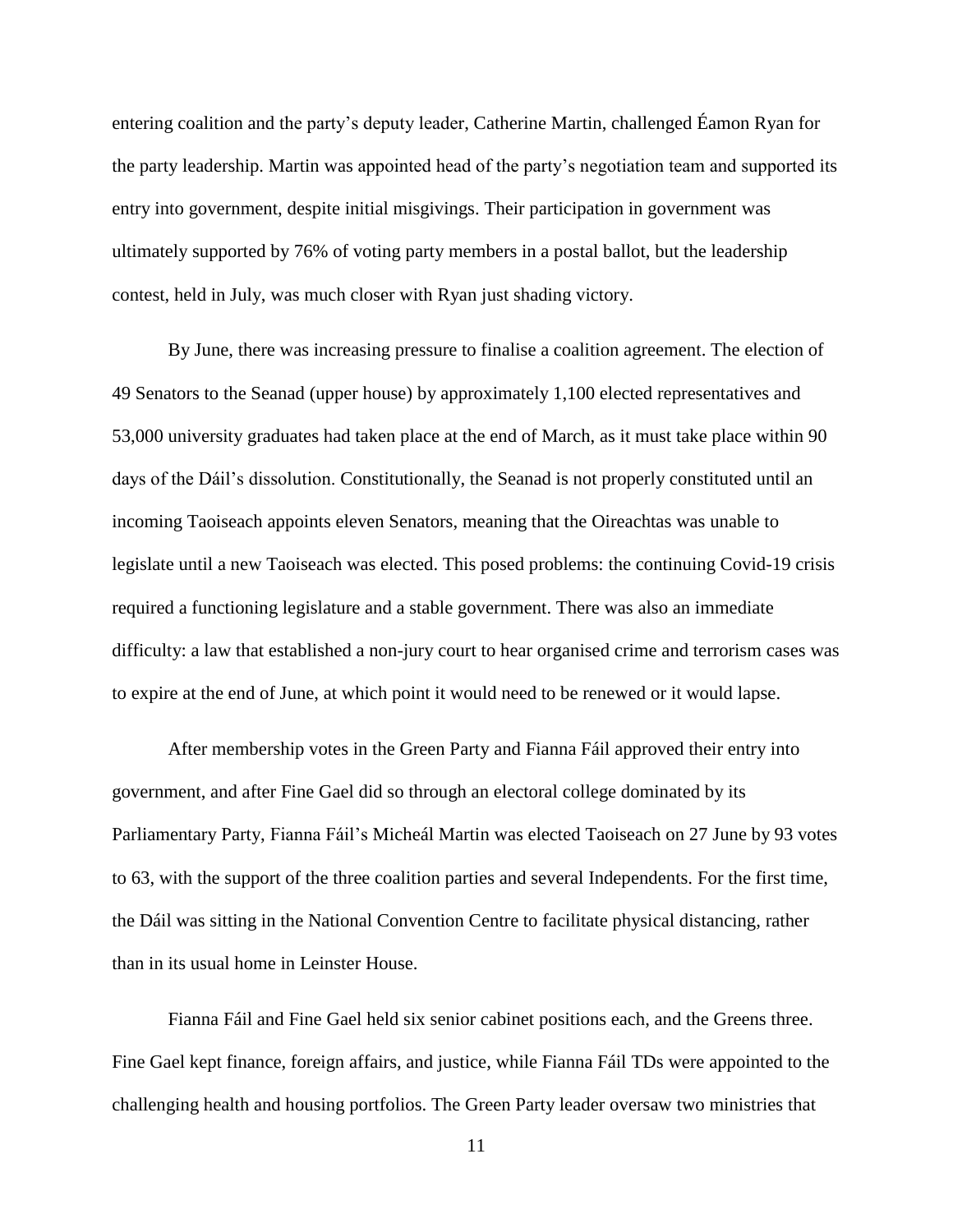entering coalition and the party's deputy leader, Catherine Martin, challenged Éamon Ryan for the party leadership. Martin was appointed head of the party's negotiation team and supported its entry into government, despite initial misgivings. Their participation in government was ultimately supported by 76% of voting party members in a postal ballot, but the leadership contest, held in July, was much closer with Ryan just shading victory.

By June, there was increasing pressure to finalise a coalition agreement. The election of 49 Senators to the Seanad (upper house) by approximately 1,100 elected representatives and 53,000 university graduates had taken place at the end of March, as it must take place within 90 days of the Dáil's dissolution. Constitutionally, the Seanad is not properly constituted until an incoming Taoiseach appoints eleven Senators, meaning that the Oireachtas was unable to legislate until a new Taoiseach was elected. This posed problems: the continuing Covid-19 crisis required a functioning legislature and a stable government. There was also an immediate difficulty: a law that established a non-jury court to hear organised crime and terrorism cases was to expire at the end of June, at which point it would need to be renewed or it would lapse.

After membership votes in the Green Party and Fianna Fáil approved their entry into government, and after Fine Gael did so through an electoral college dominated by its Parliamentary Party, Fianna Fáil's Micheál Martin was elected Taoiseach on 27 June by 93 votes to 63, with the support of the three coalition parties and several Independents. For the first time, the Dáil was sitting in the National Convention Centre to facilitate physical distancing, rather than in its usual home in Leinster House.

Fianna Fáil and Fine Gael held six senior cabinet positions each, and the Greens three. Fine Gael kept finance, foreign affairs, and justice, while Fianna Fáil TDs were appointed to the challenging health and housing portfolios. The Green Party leader oversaw two ministries that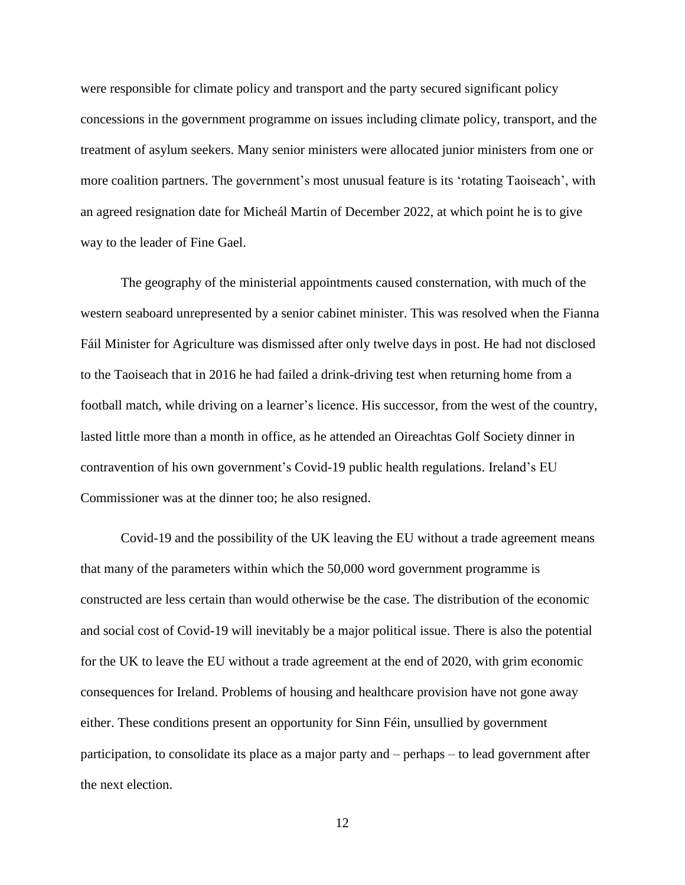were responsible for climate policy and transport and the party secured significant policy concessions in the government programme on issues including climate policy, transport, and the treatment of asylum seekers. Many senior ministers were allocated junior ministers from one or more coalition partners. The government's most unusual feature is its 'rotating Taoiseach', with an agreed resignation date for Micheál Martin of December 2022, at which point he is to give way to the leader of Fine Gael.

The geography of the ministerial appointments caused consternation, with much of the western seaboard unrepresented by a senior cabinet minister. This was resolved when the Fianna Fáil Minister for Agriculture was dismissed after only twelve days in post. He had not disclosed to the Taoiseach that in 2016 he had failed a drink-driving test when returning home from a football match, while driving on a learner's licence. His successor, from the west of the country, lasted little more than a month in office, as he attended an Oireachtas Golf Society dinner in contravention of his own government's Covid-19 public health regulations. Ireland's EU Commissioner was at the dinner too; he also resigned.

Covid-19 and the possibility of the UK leaving the EU without a trade agreement means that many of the parameters within which the 50,000 word government programme is constructed are less certain than would otherwise be the case. The distribution of the economic and social cost of Covid-19 will inevitably be a major political issue. There is also the potential for the UK to leave the EU without a trade agreement at the end of 2020, with grim economic consequences for Ireland. Problems of housing and healthcare provision have not gone away either. These conditions present an opportunity for Sinn Féin, unsullied by government participation, to consolidate its place as a major party and – perhaps – to lead government after the next election.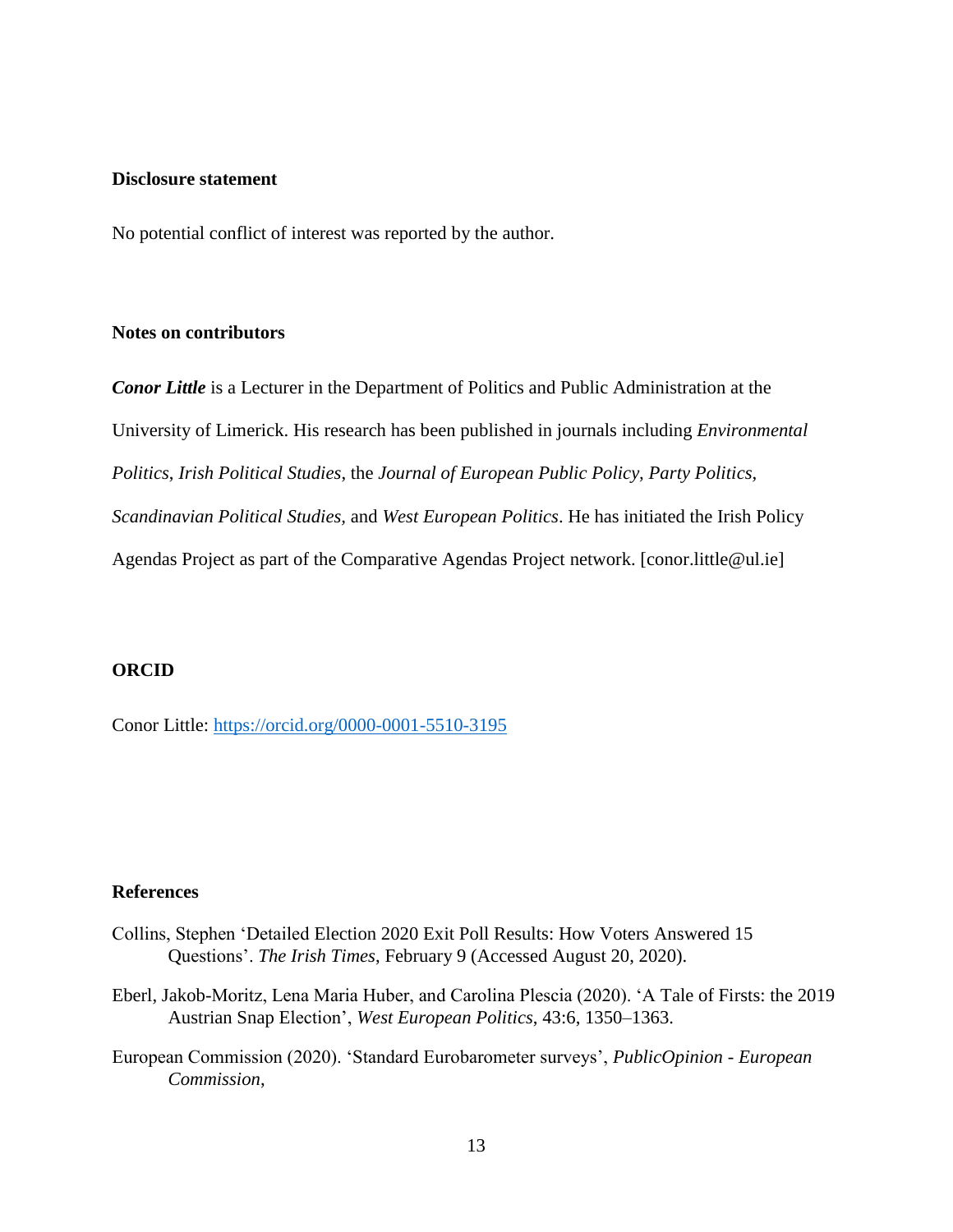**Disclosure statement**

No potential conflict of interest was reported by the author.

**Notes on contributors**

***Conor Little*** is a Lecturer in the Department of Politics and Public Administration at the University of Limerick. His research has been published in journals including *Environmental Politics*, *Irish Political Studies*, the *Journal of European Public Policy, Party Politics, Scandinavian Political Studies,* and *West European Politics*. He has initiated the Irish Policy Agendas Project as part of the Comparative Agendas Project network. [conor.little@ul.ie]

**ORCID**

Conor Little: https://orcid.org/0000-0001-5510-3195

**References**

Collins, Stephen 'Detailed Election 2020 Exit Poll Results: How Voters Answered 15 Questions'. *The Irish Times*, February 9 (Accessed August 20, 2020).

Eberl, Jakob-Moritz, Lena Maria Huber, and Carolina Plescia (2020). 'A Tale of Firsts: the 2019 Austrian Snap Election', *West European Politics*, 43:6, 1350–1363.

European Commission (2020). 'Standard Eurobarometer surveys', *PublicOpinion - European Commission*,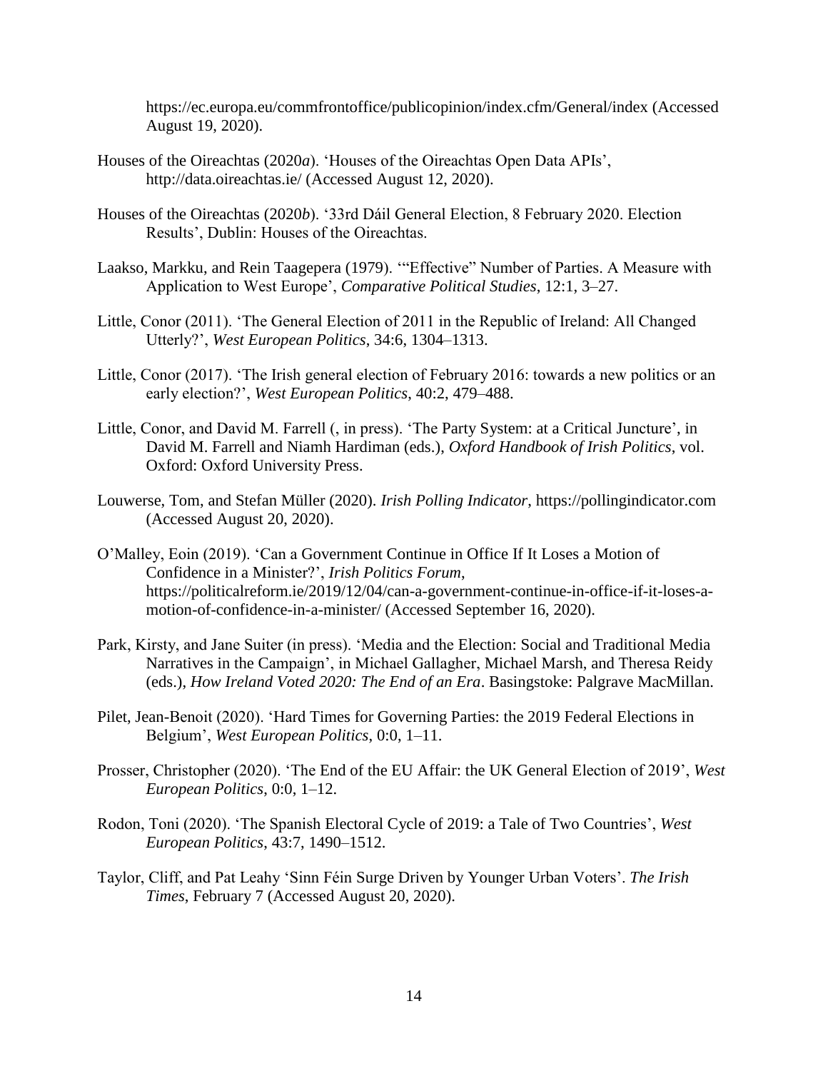https://ec.europa.eu/commfrontoffice/publicopinion/index.cfm/General/index (Accessed August 19, 2020).

Houses of the Oireachtas (2020*a*). 'Houses of the Oireachtas Open Data APIs', http://data.oireachtas.ie/ (Accessed August 12, 2020).

Houses of the Oireachtas (2020*b*). '33rd Dáil General Election, 8 February 2020. Election Results', Dublin: Houses of the Oireachtas.

Laakso, Markku, and Rein Taagepera (1979). '"Effective" Number of Parties. A Measure with Application to West Europe', *Comparative Political Studies*, 12:1, 3–27.

Little, Conor (2011). 'The General Election of 2011 in the Republic of Ireland: All Changed Utterly?', *West European Politics*, 34:6, 1304–1313.

Little, Conor (2017). 'The Irish general election of February 2016: towards a new politics or an early election?', *West European Politics*, 40:2, 479–488.

Little, Conor, and David M. Farrell (, in press). 'The Party System: at a Critical Juncture', in David M. Farrell and Niamh Hardiman (eds.), *Oxford Handbook of Irish Politics*, vol. Oxford: Oxford University Press.

Louwerse, Tom, and Stefan Müller (2020). *Irish Polling Indicator*, https://pollingindicator.com (Accessed August 20, 2020).

O'Malley, Eoin (2019). 'Can a Government Continue in Office If It Loses a Motion of Confidence in a Minister?', *Irish Politics Forum*, https://politicalreform.ie/2019/12/04/can-a-government-continue-in-office-if-it-loses-a-motion-of-confidence-in-a-minister/ (Accessed September 16, 2020).

Park, Kirsty, and Jane Suiter (in press). 'Media and the Election: Social and Traditional Media Narratives in the Campaign', in Michael Gallagher, Michael Marsh, and Theresa Reidy (eds.), *How Ireland Voted 2020: The End of an Era*. Basingstoke: Palgrave MacMillan.

Pilet, Jean-Benoit (2020). 'Hard Times for Governing Parties: the 2019 Federal Elections in Belgium', *West European Politics*, 0:0, 1–11.

Prosser, Christopher (2020). 'The End of the EU Affair: the UK General Election of 2019', *West European Politics*, 0:0, 1–12.

Rodon, Toni (2020). 'The Spanish Electoral Cycle of 2019: a Tale of Two Countries', *West European Politics*, 43:7, 1490–1512.

Taylor, Cliff, and Pat Leahy 'Sinn Féin Surge Driven by Younger Urban Voters'. *The Irish Times*, February 7 (Accessed August 20, 2020).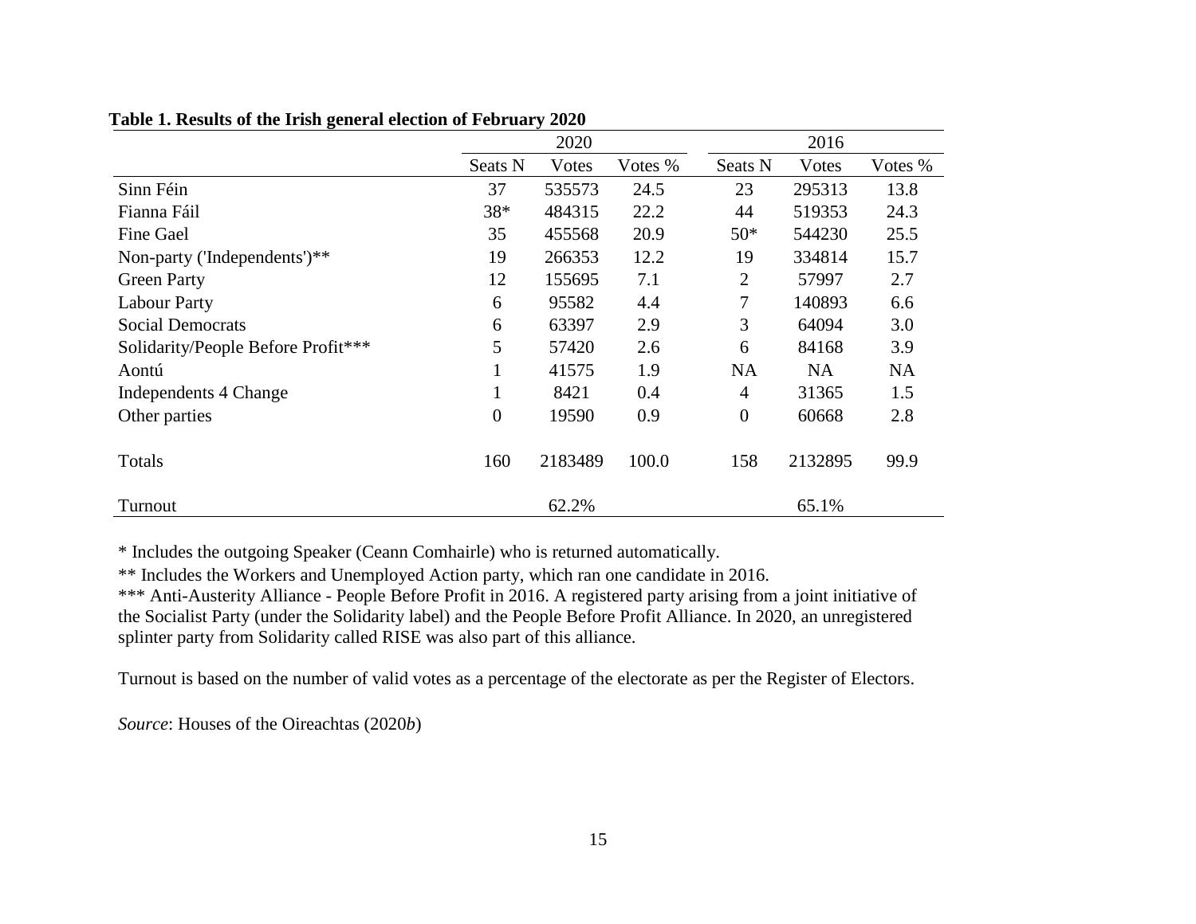**Table 1. Results of the Irish general election of February 2020**

| | 2020 | | | 2016 | | |
|---|---|---|---|---|---|---|
| | Seats N | Votes | Votes % | Seats N | Votes | Votes % |
| Sinn Féin | 37 | 535573 | 24.5 | 23 | 295313 | 13.8 |
| Fianna Fáil | 38* | 484315 | 22.2 | 44 | 519353 | 24.3 |
| Fine Gael | 35 | 455568 | 20.9 | 50* | 544230 | 25.5 |
| Non-party ('Independents')** | 19 | 266353 | 12.2 | 19 | 334814 | 15.7 |
| Green Party | 12 | 155695 | 7.1 | 2 | 57997 | 2.7 |
| Labour Party | 6 | 95582 | 4.4 | 7 | 140893 | 6.6 |
| Social Democrats | 6 | 63397 | 2.9 | 3 | 64094 | 3.0 |
| Solidarity/People Before Profit*** | 5 | 57420 | 2.6 | 6 | 84168 | 3.9 |
| Aontú | 1 | 41575 | 1.9 | NA | NA | NA |
| Independents 4 Change | 1 | 8421 | 0.4 | 4 | 31365 | 1.5 |
| Other parties | 0 | 19590 | 0.9 | 0 | 60668 | 2.8 |
| Totals | 160 | 2183489 | 100.0 | 158 | 2132895 | 99.9 |
| Turnout | | 62.2% | | | 65.1% | |

* Includes the outgoing Speaker (Ceann Comhairle) who is returned automatically.

** Includes the Workers and Unemployed Action party, which ran one candidate in 2016.

*** Anti-Austerity Alliance - People Before Profit in 2016. A registered party arising from a joint initiative of the Socialist Party (under the Solidarity label) and the People Before Profit Alliance. In 2020, an unregistered splinter party from Solidarity called RISE was also part of this alliance.

Turnout is based on the number of valid votes as a percentage of the electorate as per the Register of Electors.

*Source*: Houses of the Oireachtas (2020*b*)